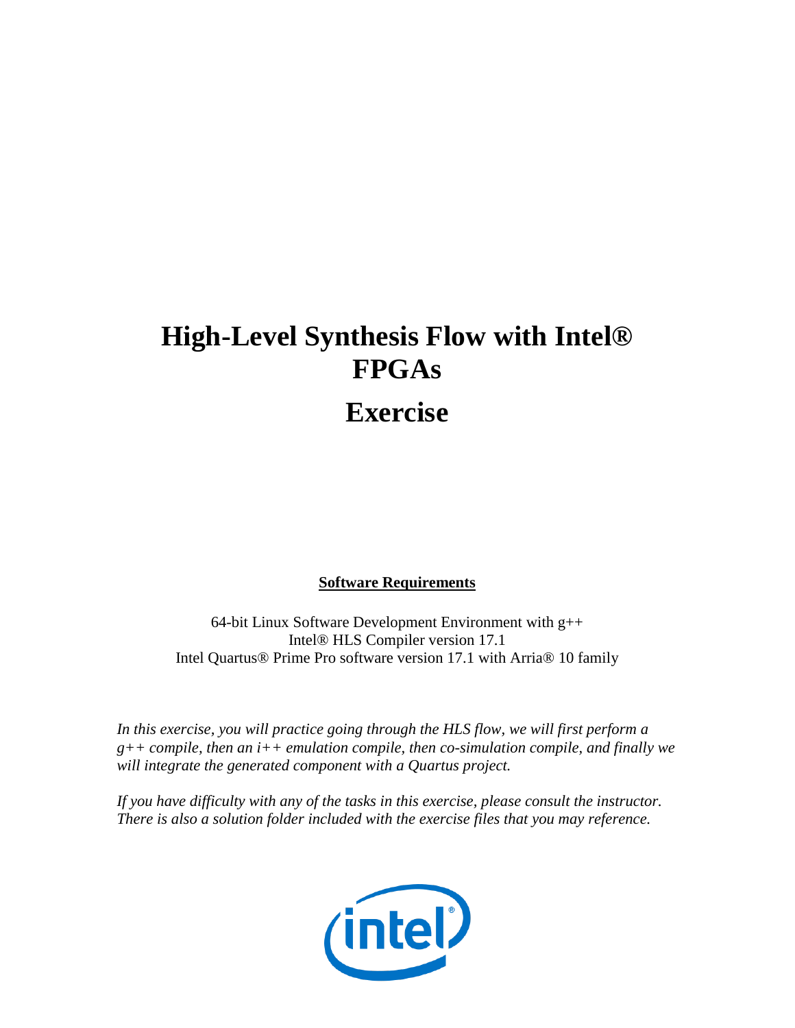# High-Level Synthesis Flow with Intel® FPGAs

# Exercise

**Software Requirements**

64-bit Linux Software Development Environment with g++
Intel® HLS Compiler version 17.1
Intel Quartus® Prime Pro software version 17.1 with Arria® 10 family

*In this exercise, you will practice going through the HLS flow, we will first perform a g++ compile, then an i++ emulation compile, then co-simulation compile, and finally we will integrate the generated component with a Quartus project.*

*If you have difficulty with any of the tasks in this exercise, please consult the instructor. There is also a solution folder included with the exercise files that you may reference.*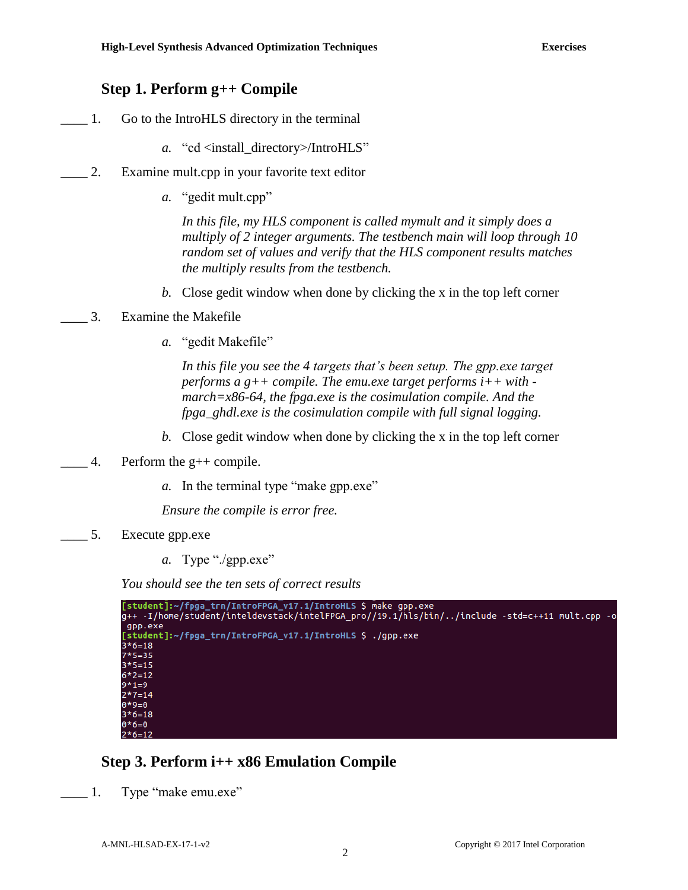## Step 1. Perform g++ Compile

____ 1. Go to the IntroHLS directory in the terminal

  *a.* "cd <install_directory>/IntroHLS"

____ 2. Examine mult.cpp in your favorite text editor

  *a.* "gedit mult.cpp"

  *In this file, my HLS component is called mymult and it simply does a multiply of 2 integer arguments. The testbench main will loop through 10 random set of values and verify that the HLS component results matches the multiply results from the testbench.*

  *b.* Close gedit window when done by clicking the x in the top left corner

____ 3. Examine the Makefile

  *a.* "gedit Makefile"

  *In this file you see the 4 targets that's been setup. The gpp.exe target performs a g++ compile. The emu.exe target performs i++ with -march=x86-64, the fpga.exe is the cosimulation compile. And the fpga_ghdl.exe is the cosimulation compile with full signal logging.*

  *b.* Close gedit window when done by clicking the x in the top left corner

____ 4. Perform the g++ compile.

  *a.* In the terminal type "make gpp.exe"

  *Ensure the compile is error free.*

____ 5. Execute gpp.exe

  *a.* Type "./gpp.exe"

*You should see the ten sets of correct results*

```
[student]:~/fpga_trn/IntroFPGA_v17.1/IntroHLS $ make gpp.exe
g++ -I/home/student/inteldevstack/intelFPGA_pro//19.1/hls/bin/../include -std=c++11 mult.cpp -o
 gpp.exe
[student]:~/fpga_trn/IntroFPGA_v17.1/IntroHLS $ ./gpp.exe
3*6=18
7*5=35
3*5=15
6*2=12
9*1=9
2*7=14
0*9=0
3*6=18
0*6=0
2*6=12
```

## Step 3. Perform i++ x86 Emulation Compile

____ 1. Type "make emu.exe"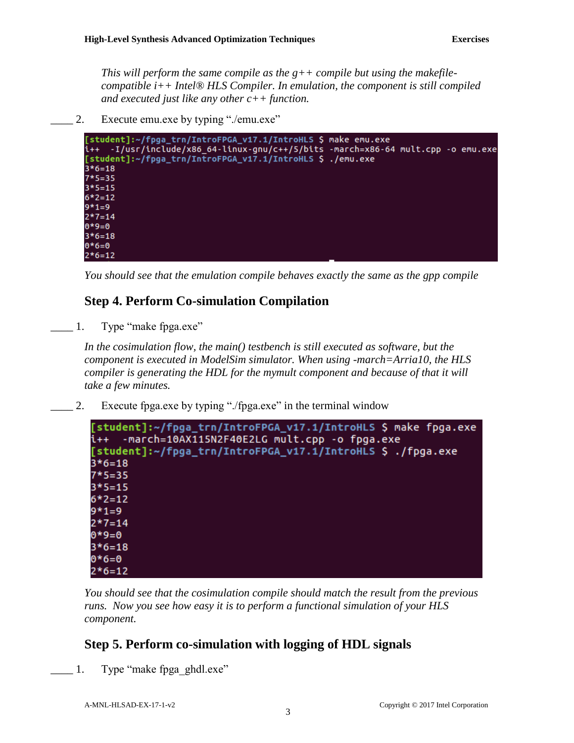*This will perform the same compile as the g++ compile but using the makefile-compatible i++ Intel® HLS Compiler. In emulation, the component is still compiled and executed just like any other c++ function.*

____ 2. Execute emu.exe by typing "./emu.exe"

```
[student]:~/fpga_trn/IntroFPGA_v17.1/IntroHLS $ make emu.exe
i++  -I/usr/include/x86_64-linux-gnu/c++/5/bits -march=x86-64 mult.cpp -o emu.exe
[student]:~/fpga_trn/IntroFPGA_v17.1/IntroHLS $ ./emu.exe
3*6=18
7*5=35
3*5=15
6*2=12
9*1=9
2*7=14
0*9=0
3*6=18
0*6=0
2*6=12
```

*You should see that the emulation compile behaves exactly the same as the gpp compile*

## Step 4. Perform Co-simulation Compilation

____ 1. Type "make fpga.exe"

*In the cosimulation flow, the main() testbench is still executed as software, but the component is executed in ModelSim simulator. When using -march=Arria10, the HLS compiler is generating the HDL for the mymult component and because of that it will take a few minutes.*

____ 2. Execute fpga.exe by typing "./fpga.exe" in the terminal window

```
[student]:~/fpga_trn/IntroFPGA_v17.1/IntroHLS $ make fpga.exe
i++  -march=10AX115N2F40E2LG mult.cpp -o fpga.exe
[student]:~/fpga_trn/IntroFPGA_v17.1/IntroHLS $ ./fpga.exe
3*6=18
7*5=35
3*5=15
6*2=12
9*1=9
2*7=14
0*9=0
3*6=18
0*6=0
2*6=12
```

*You should see that the cosimulation compile should match the result from the previous runs. Now you see how easy it is to perform a functional simulation of your HLS component.*

## Step 5. Perform co-simulation with logging of HDL signals

____ 1. Type "make fpga_ghdl.exe"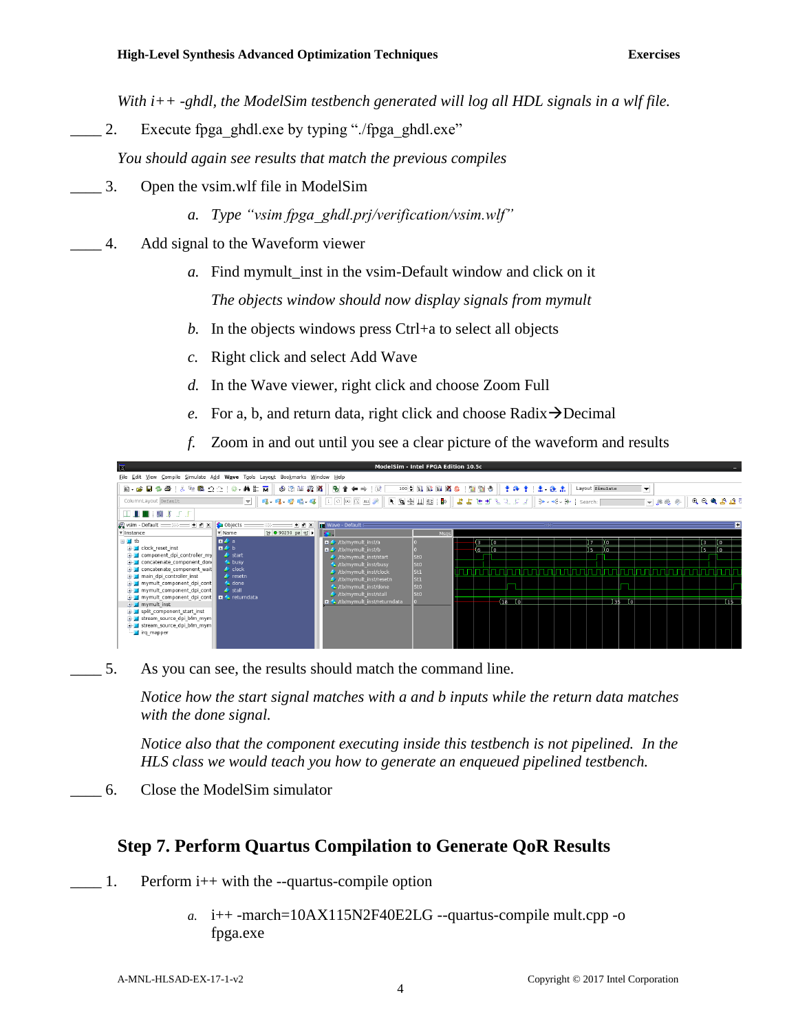*With i++ -ghdl, the ModelSim testbench generated will log all HDL signals in a wlf file.*

____ 2. Execute fpga_ghdl.exe by typing "./fpga_ghdl.exe"

*You should again see results that match the previous compiles*

____ 3. Open the vsim.wlf file in ModelSim

a. Type *"vsim fpga_ghdl.prj/verification/vsim.wlf"*

____ 4. Add signal to the Waveform viewer

a. Find mymult_inst in the vsim-Default window and click on it

*The objects window should now display signals from mymult*

b. In the objects windows press Ctrl+a to select all objects

c. Right click and select Add Wave

d. In the Wave viewer, right click and choose Zoom Full

e. For a, b, and return data, right click and choose Radix→Decimal

f. Zoom in and out until you see a clear picture of the waveform and results

____ 5. As you can see, the results should match the command line.

*Notice how the start signal matches with a and b inputs while the return data matches with the done signal.*

*Notice also that the component executing inside this testbench is not pipelined. In the HLS class we would teach you how to generate an enqueued pipelined testbench.*

____ 6. Close the ModelSim simulator

## Step 7. Perform Quartus Compilation to Generate QoR Results

____ 1. Perform i++ with the --quartus-compile option

a. i++ -march=10AX115N2F40E2LG --quartus-compile mult.cpp -o fpga.exe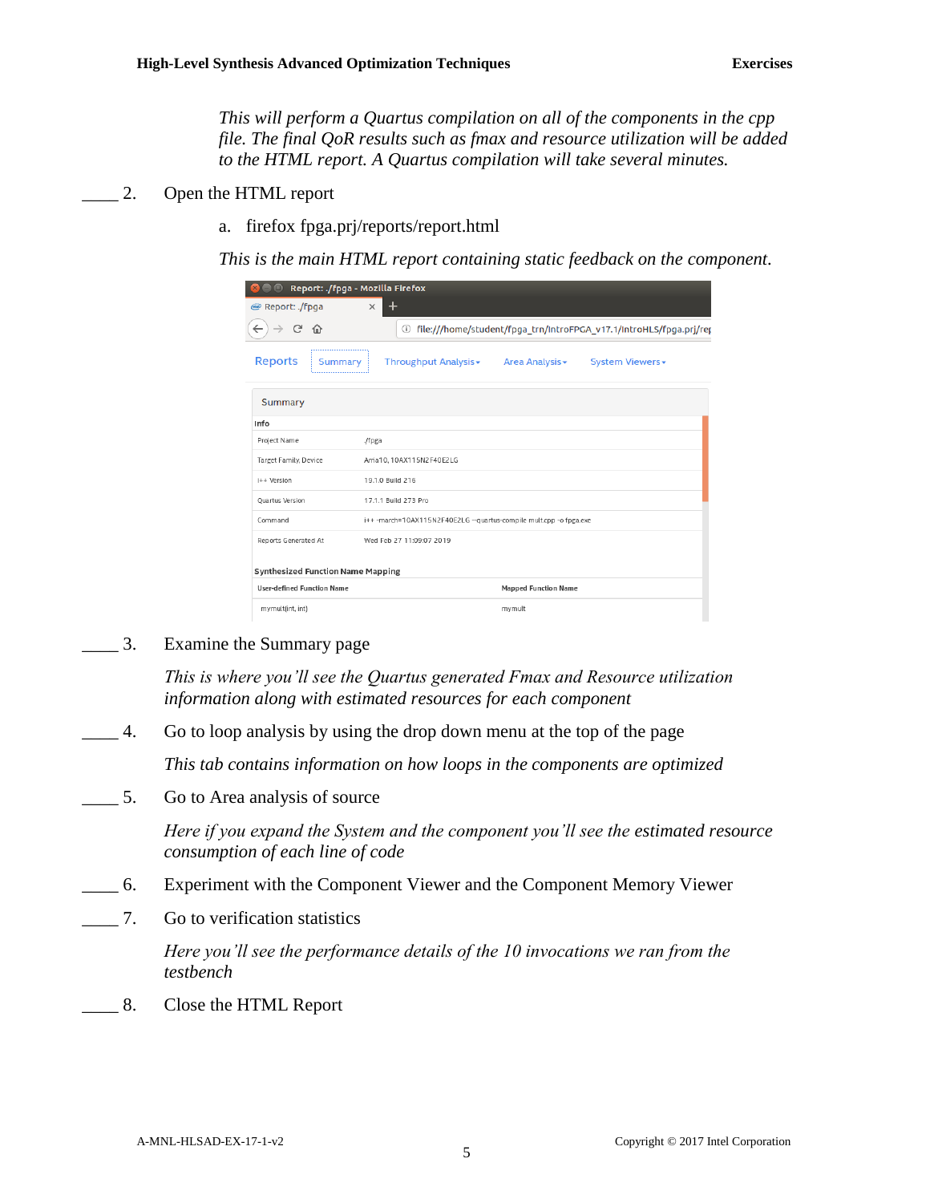*This will perform a Quartus compilation on all of the components in the cpp file. The final QoR results such as fmax and resource utilization will be added to the HTML report. A Quartus compilation will take several minutes.*

____ 2. Open the HTML report

a. firefox fpga.prj/reports/report.html

*This is the main HTML report containing static feedback on the component.*

____ 3. Examine the Summary page

*This is where you'll see the Quartus generated Fmax and Resource utilization information along with estimated resources for each component*

____ 4. Go to loop analysis by using the drop down menu at the top of the page

*This tab contains information on how loops in the components are optimized*

____ 5. Go to Area analysis of source

*Here if you expand the System and the component you'll see the estimated resource consumption of each line of code*

____ 6. Experiment with the Component Viewer and the Component Memory Viewer

____ 7. Go to verification statistics

*Here you'll see the performance details of the 10 invocations we ran from the testbench*

____ 8. Close the HTML Report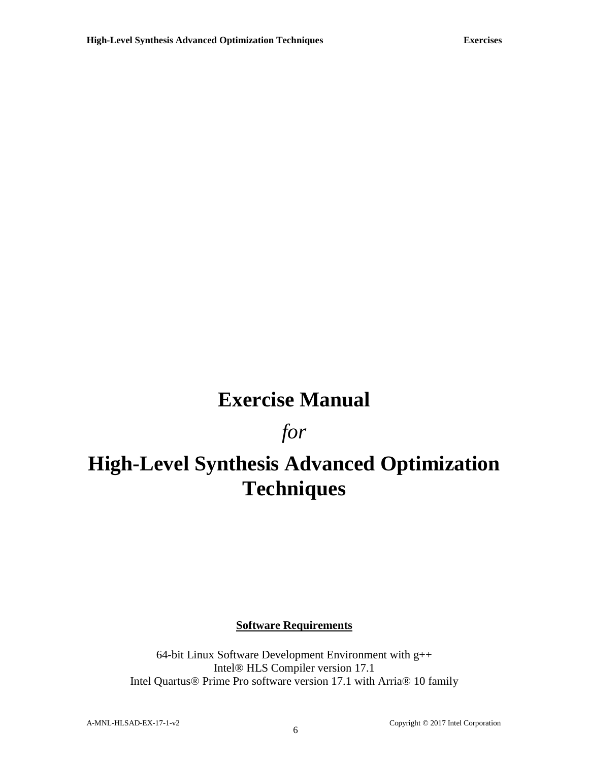# Exercise Manual

*for*

# High-Level Synthesis Advanced Optimization Techniques

**Software Requirements**

64-bit Linux Software Development Environment with g++
Intel® HLS Compiler version 17.1
Intel Quartus® Prime Pro software version 17.1 with Arria® 10 family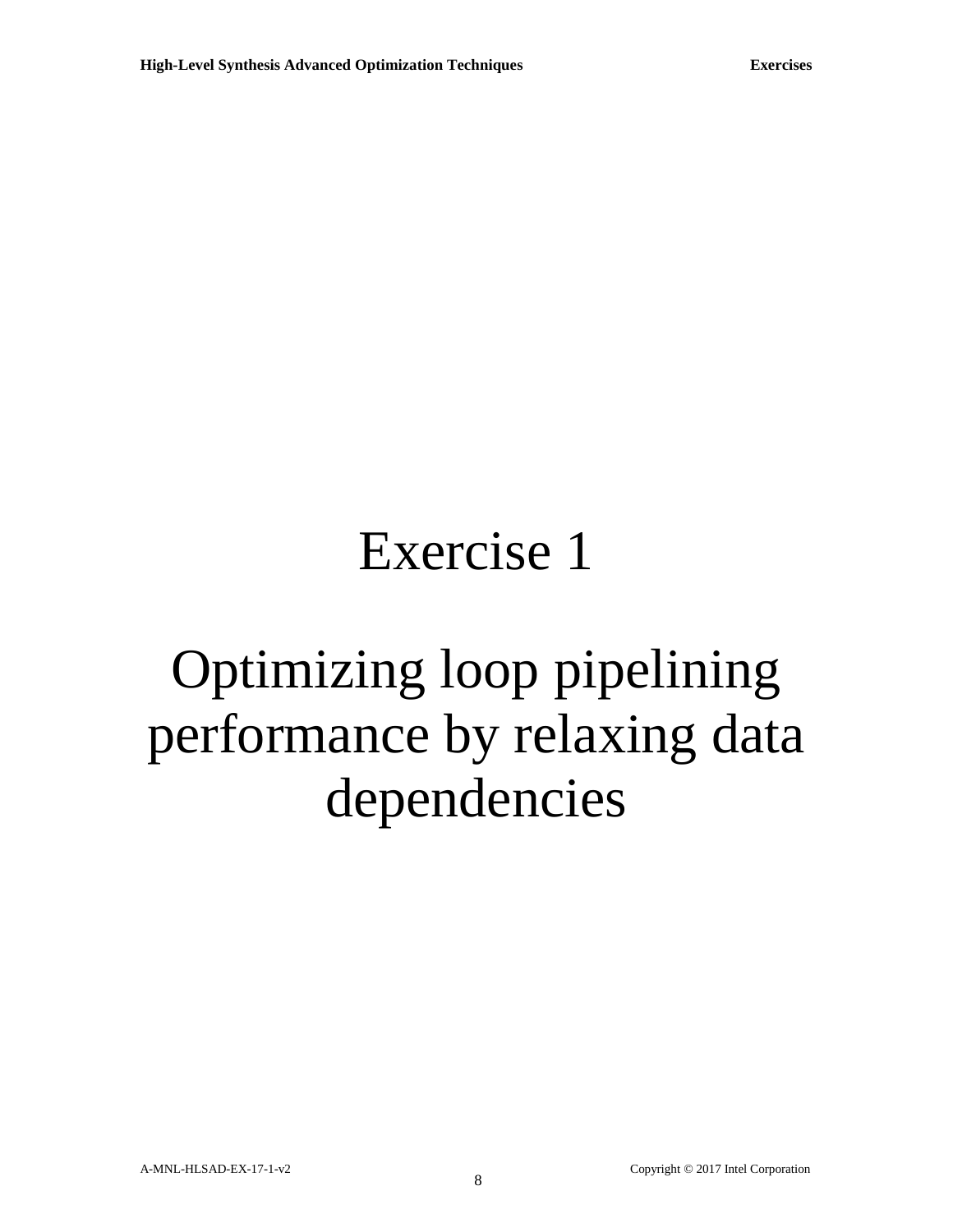# Exercise 1

# Optimizing loop pipelining performance by relaxing data dependencies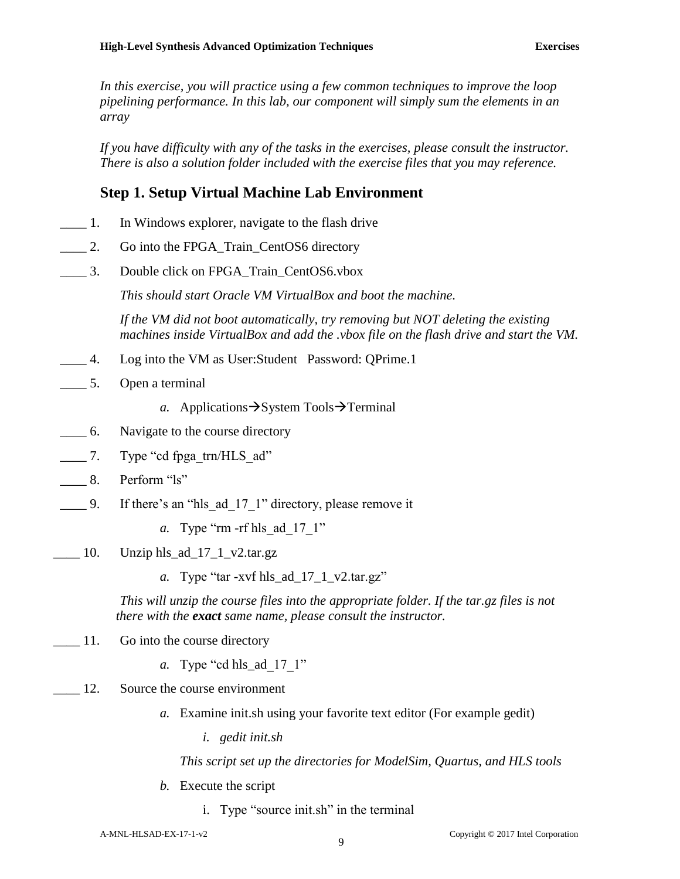*In this exercise, you will practice using a few common techniques to improve the loop pipelining performance. In this lab, our component will simply sum the elements in an array*

*If you have difficulty with any of the tasks in the exercises, please consult the instructor. There is also a solution folder included with the exercise files that you may reference.*

## Step 1. Setup Virtual Machine Lab Environment

____ 1. In Windows explorer, navigate to the flash drive

____ 2. Go into the FPGA_Train_CentOS6 directory

____ 3. Double click on FPGA_Train_CentOS6.vbox

*This should start Oracle VM VirtualBox and boot the machine.*

*If the VM did not boot automatically, try removing but NOT deleting the existing machines inside VirtualBox and add the .vbox file on the flash drive and start the VM.*

____ 4. Log into the VM as User:Student Password: QPrime.1

____ 5. Open a terminal

*a.* Applications→System Tools→Terminal

____ 6. Navigate to the course directory

____ 7. Type "cd fpga_trn/HLS_ad"

____ 8. Perform "ls"

____ 9. If there's an "hls_ad_17_1" directory, please remove it

*a.* Type "rm -rf hls_ad_17_1"

____ 10. Unzip hls_ad_17_1_v2.tar.gz

*a.* Type "tar -xvf hls_ad_17_1_v2.tar.gz"

*This will unzip the course files into the appropriate folder. If the tar.gz files is not there with the **exact** same name, please consult the instructor.*

____ 11. Go into the course directory

*a.* Type "cd hls_ad_17_1"

____ 12. Source the course environment

*a.* Examine init.sh using your favorite text editor (For example gedit)

*i. gedit init.sh*

*This script set up the directories for ModelSim, Quartus, and HLS tools*

*b.* Execute the script

i. Type "source init.sh" in the terminal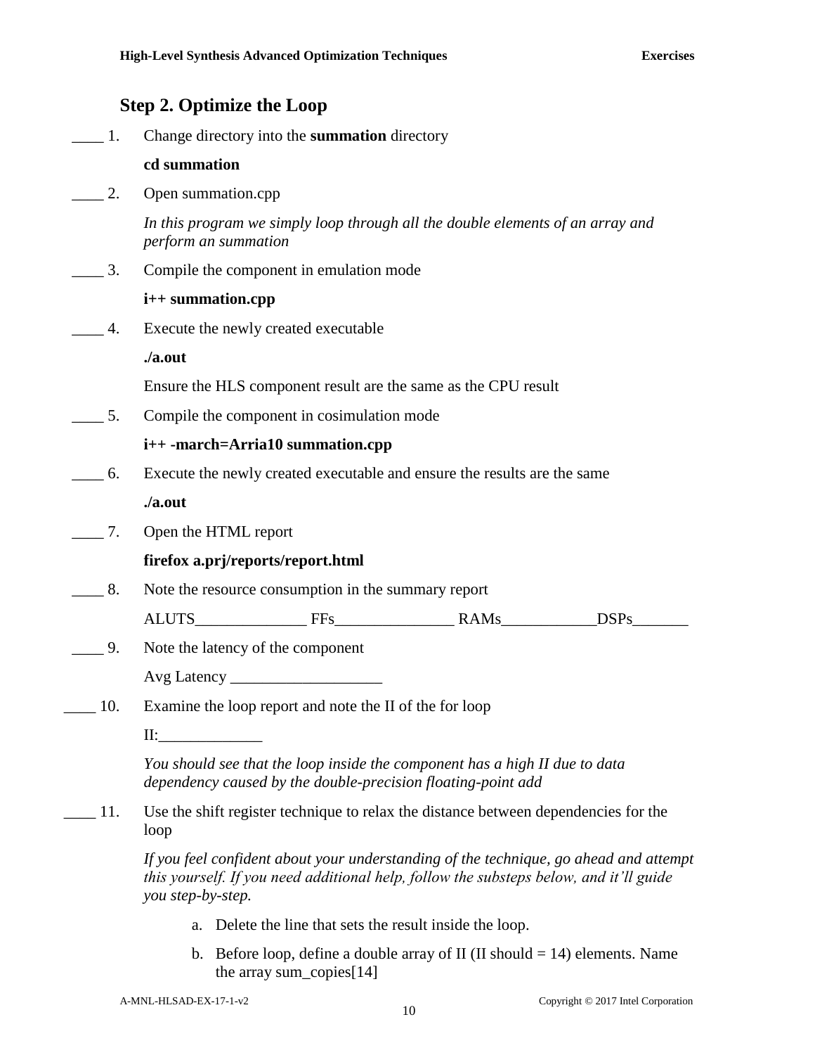## Step 2. Optimize the Loop

____ 1. Change directory into the **summation** directory

**cd summation**

____ 2. Open summation.cpp

*In this program we simply loop through all the double elements of an array and perform an summation*

____ 3. Compile the component in emulation mode

**i++ summation.cpp**

____ 4. Execute the newly created executable

**./a.out**

Ensure the HLS component result are the same as the CPU result

____ 5. Compile the component in cosimulation mode

**i++ -march=Arria10 summation.cpp**

____ 6. Execute the newly created executable and ensure the results are the same

**./a.out**

____ 7. Open the HTML report

**firefox a.prj/reports/report.html**

____ 8. Note the resource consumption in the summary report

ALUTS______________ FFs_______________ RAMs____________DSPs_______

____ 9. Note the latency of the component

Avg Latency ___________________

____ 10. Examine the loop report and note the II of the for loop

II:_____________

*You should see that the loop inside the component has a high II due to data dependency caused by the double-precision floating-point add*

____ 11. Use the shift register technique to relax the distance between dependencies for the loop

*If you feel confident about your understanding of the technique, go ahead and attempt this yourself. If you need additional help, follow the substeps below, and it'll guide you step-by-step.*

a. Delete the line that sets the result inside the loop.

b. Before loop, define a double array of II (II should = 14) elements. Name the array sum_copies[14]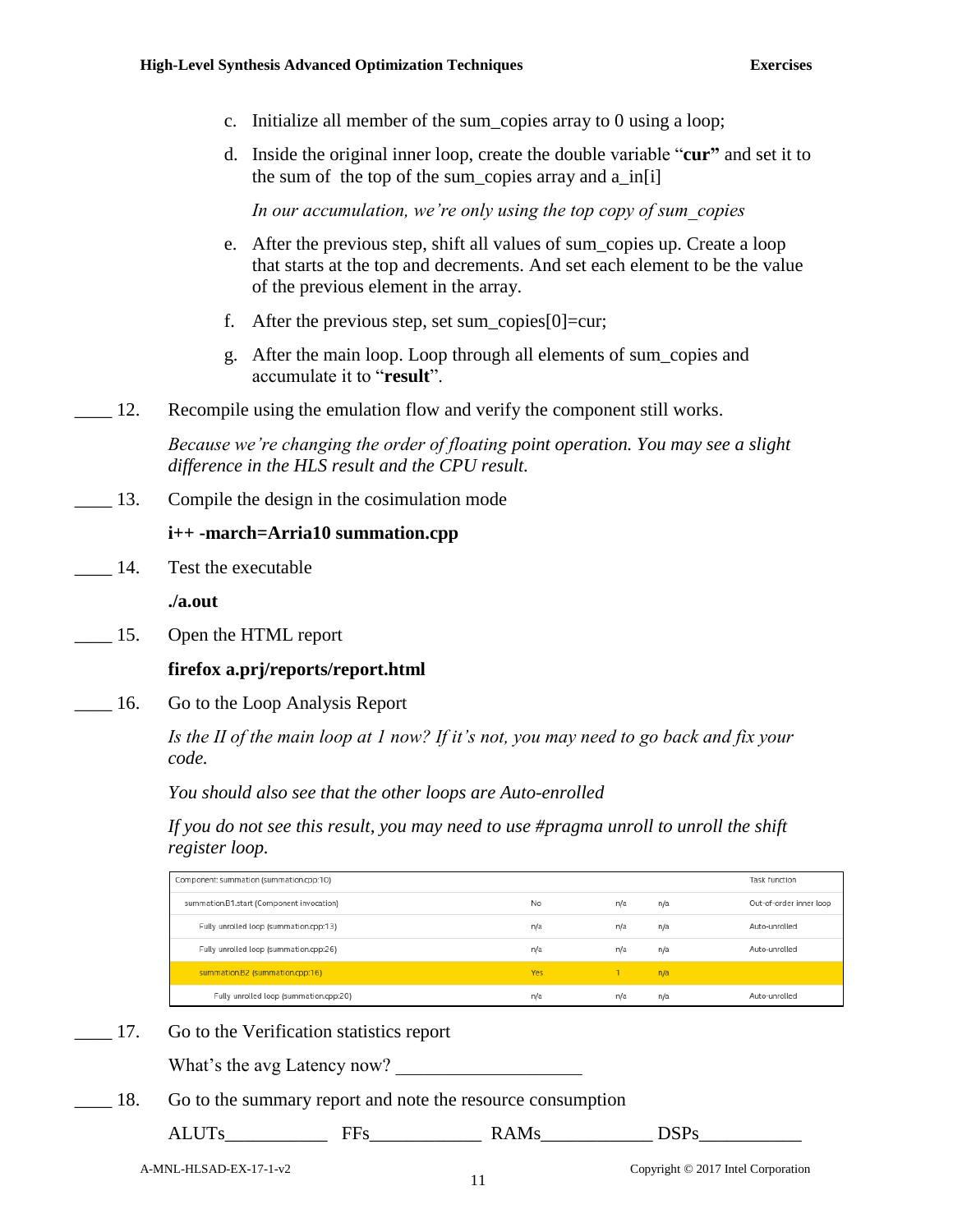c. Initialize all member of the sum_copies array to 0 using a loop;

d. Inside the original inner loop, create the double variable "**cur"** and set it to the sum of the top of the sum_copies array and a_in[i]

   *In our accumulation, we're only using the top copy of sum_copies*

e. After the previous step, shift all values of sum_copies up. Create a loop that starts at the top and decrements. And set each element to be the value of the previous element in the array.

f. After the previous step, set sum_copies[0]=cur;

g. After the main loop. Loop through all elements of sum_copies and accumulate it to "**result**".

____ 12. Recompile using the emulation flow and verify the component still works.

*Because we're changing the order of floating point operation. You may see a slight difference in the HLS result and the CPU result.*

____ 13. Compile the design in the cosimulation mode

**i++ -march=Arria10 summation.cpp**

____ 14. Test the executable

**./a.out**

____ 15. Open the HTML report

**firefox a.prj/reports/report.html**

____ 16. Go to the Loop Analysis Report

*Is the II of the main loop at 1 now? If it's not, you may need to go back and fix your code.*

*You should also see that the other loops are Auto-enrolled*

*If you do not see this result, you may need to use #pragma unroll to unroll the shift register loop.*

| Component: summation (summation.cpp:10) | | | | Task function |
|---|---|---|---|---|
| summation.B1.start (Component invocation) | No | n/a | n/a | Out-of-order inner loop |
| Fully unrolled loop (summation.cpp:13) | n/a | n/a | n/a | Auto-unrolled |
| Fully unrolled loop (summation.cpp:26) | n/a | n/a | n/a | Auto-unrolled |
| summation.B2 (summation.cpp:16) | Yes | 1 | n/a | |
| Fully unrolled loop (summation.cpp:20) | n/a | n/a | n/a | Auto-unrolled |

____ 17. Go to the Verification statistics report

What's the avg Latency now? ____________________

____ 18. Go to the summary report and note the resource consumption

ALUTs___________ FFs____________ RAMs____________ DSPs___________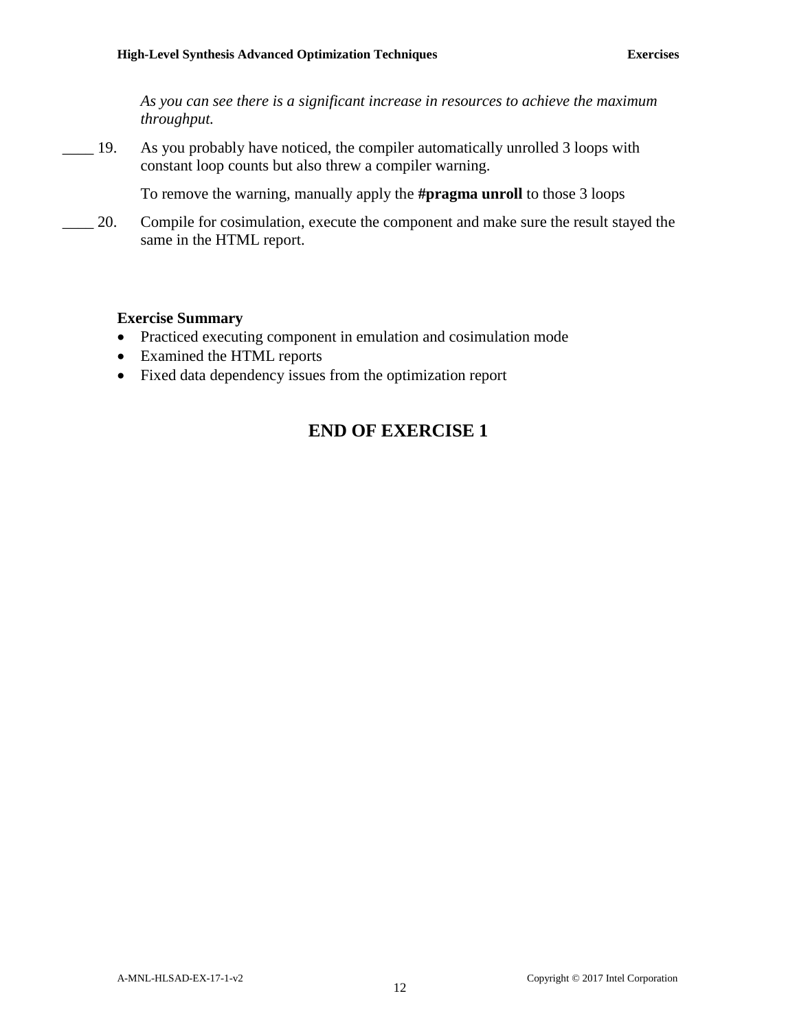*As you can see there is a significant increase in resources to achieve the maximum throughput.*

____ 19. As you probably have noticed, the compiler automatically unrolled 3 loops with constant loop counts but also threw a compiler warning.

To remove the warning, manually apply the **#pragma unroll** to those 3 loops

____ 20. Compile for cosimulation, execute the component and make sure the result stayed the same in the HTML report.

**Exercise Summary**

- Practiced executing component in emulation and cosimulation mode
- Examined the HTML reports
- Fixed data dependency issues from the optimization report

## END OF EXERCISE 1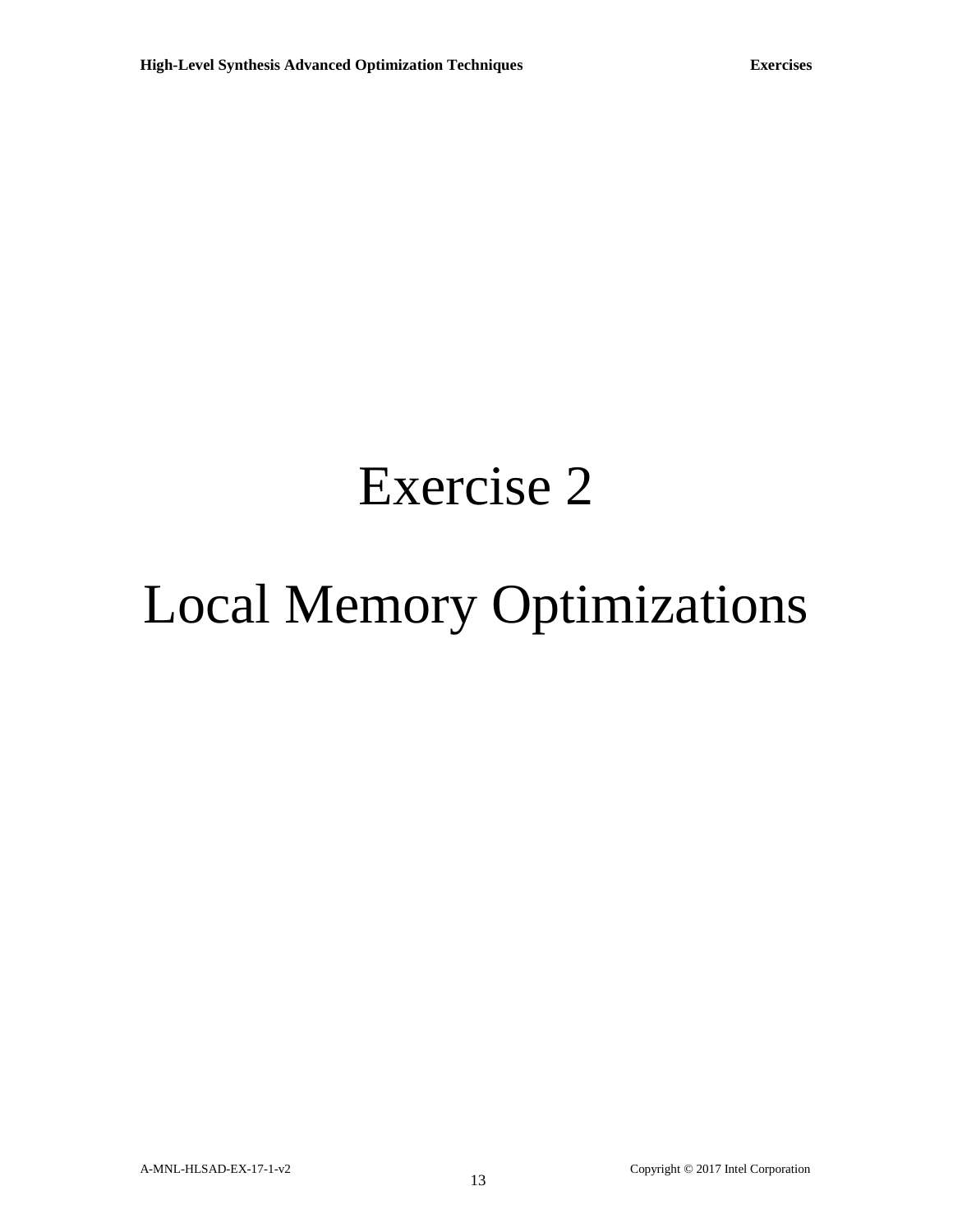# Exercise 2

# Local Memory Optimizations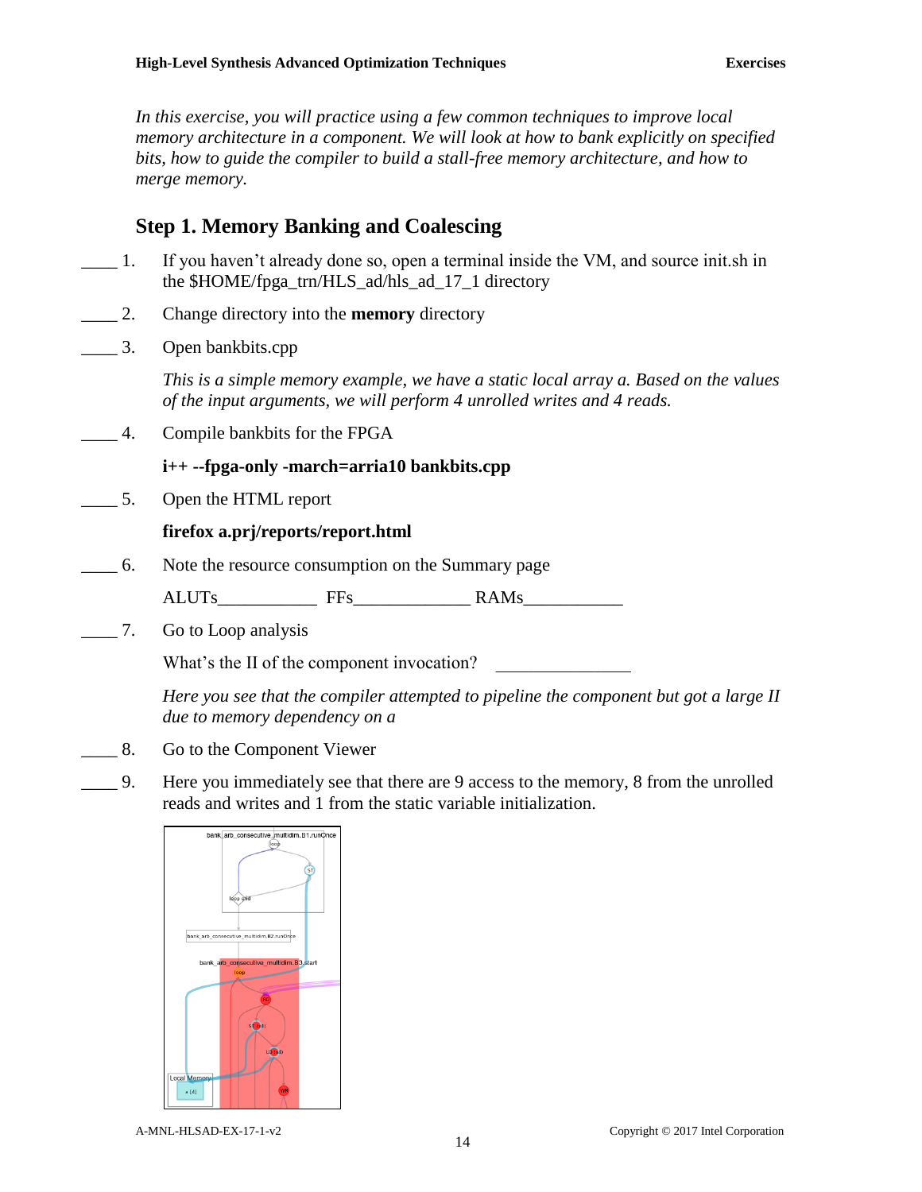*In this exercise, you will practice using a few common techniques to improve local memory architecture in a component. We will look at how to bank explicitly on specified bits, how to guide the compiler to build a stall-free memory architecture, and how to merge memory.*

## Step 1. Memory Banking and Coalescing

____ 1. If you haven't already done so, open a terminal inside the VM, and source init.sh in the $HOME/fpga_trn/HLS_ad/hls_ad_17_1 directory

____ 2. Change directory into the **memory** directory

____ 3. Open bankbits.cpp

*This is a simple memory example, we have a static local array a. Based on the values of the input arguments, we will perform 4 unrolled writes and 4 reads.*

____ 4. Compile bankbits for the FPGA

**i++ --fpga-only -march=arria10 bankbits.cpp**

____ 5. Open the HTML report

**firefox a.prj/reports/report.html**

____ 6. Note the resource consumption on the Summary page

ALUTs___________ FFs_____________ RAMs___________

____ 7. Go to Loop analysis

What's the II of the component invocation? _______________

*Here you see that the compiler attempted to pipeline the component but got a large II due to memory dependency on a*

____ 8. Go to the Component Viewer

____ 9. Here you immediately see that there are 9 access to the memory, 8 from the unrolled reads and writes and 1 from the static variable initialization.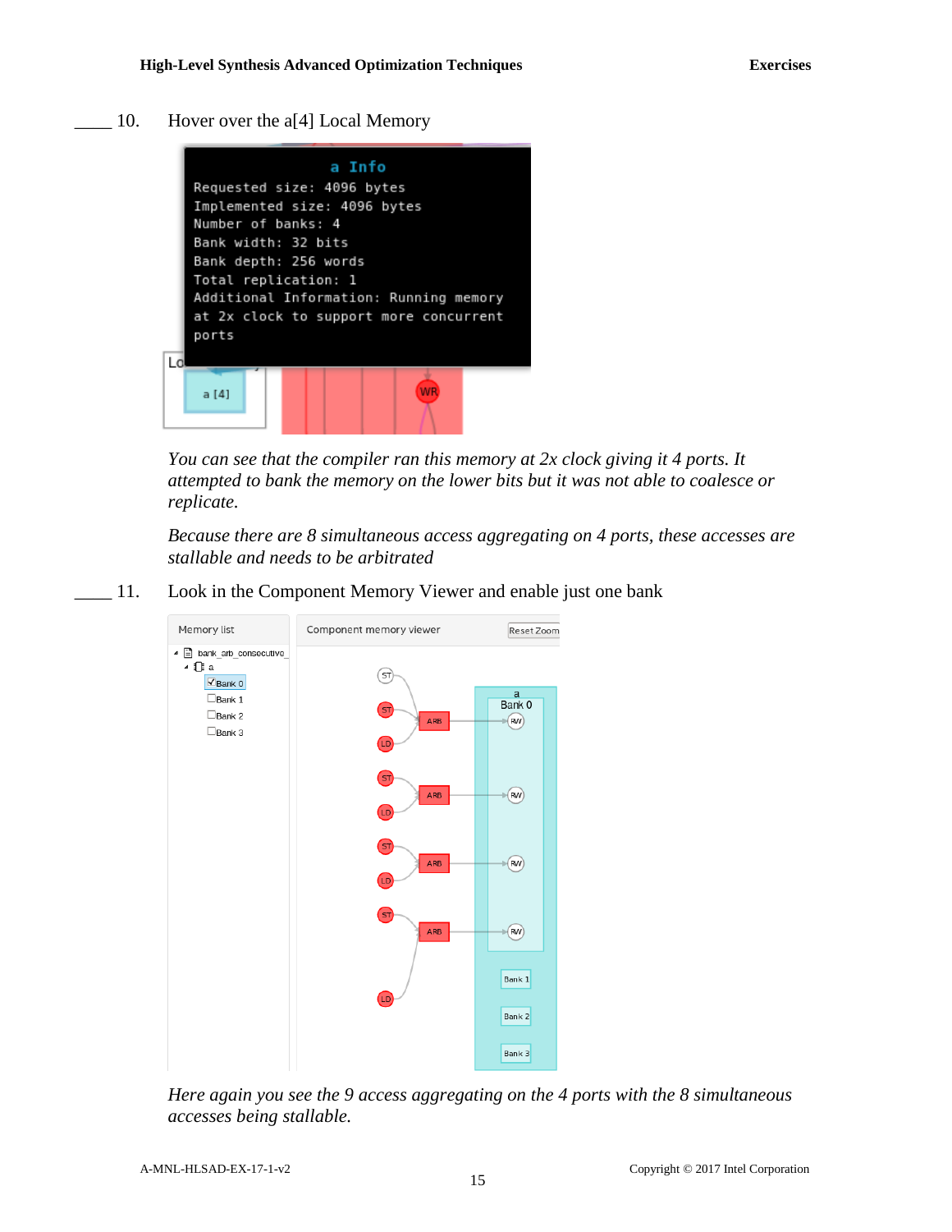____ 10. Hover over the a[4] Local Memory

*You can see that the compiler ran this memory at 2x clock giving it 4 ports. It attempted to bank the memory on the lower bits but it was not able to coalesce or replicate.*

*Because there are 8 simultaneous access aggregating on 4 ports, these accesses are stallable and needs to be arbitrated*

____ 11. Look in the Component Memory Viewer and enable just one bank

*Here again you see the 9 access aggregating on the 4 ports with the 8 simultaneous accesses being stallable.*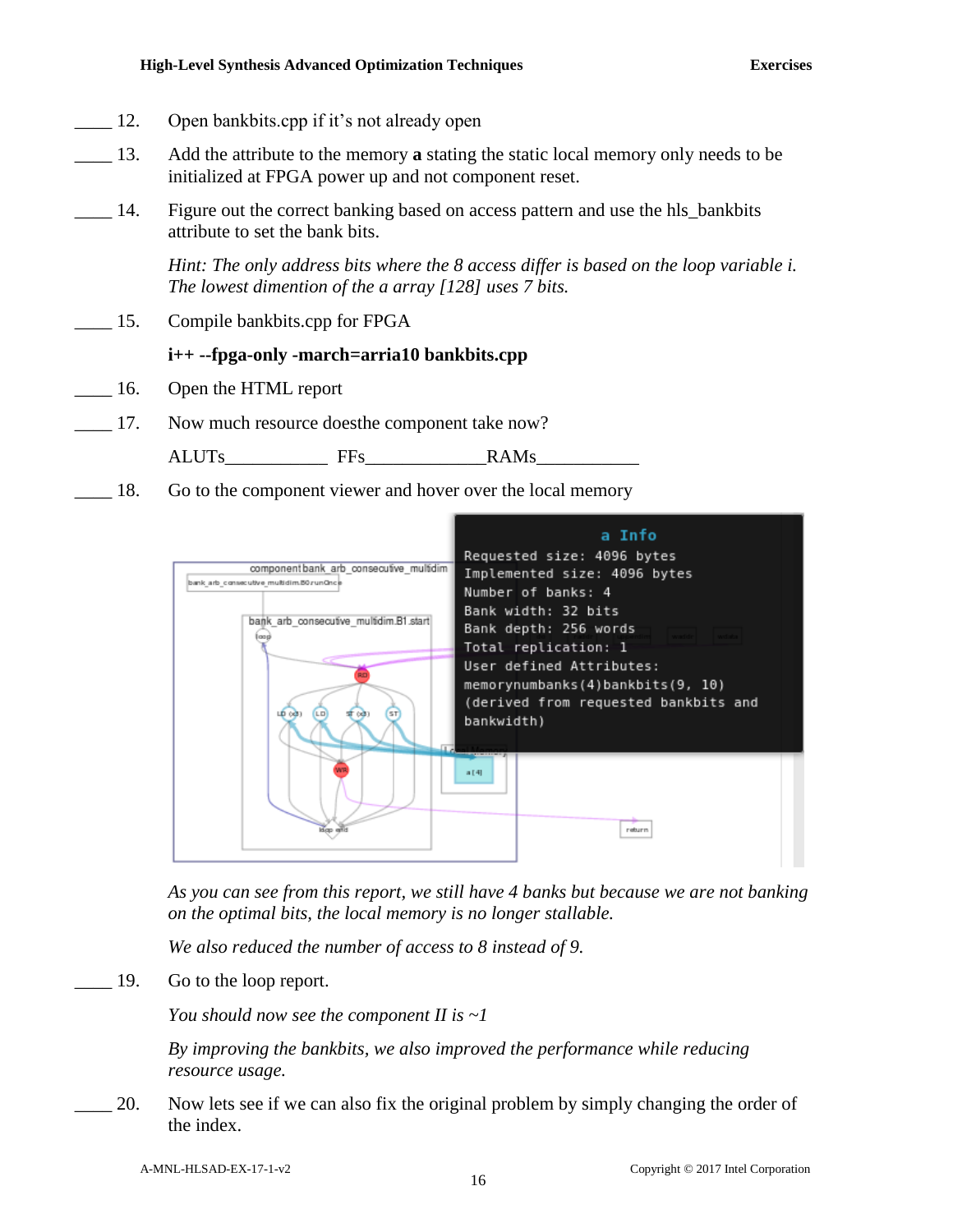____ 12. Open bankbits.cpp if it's not already open

____ 13. Add the attribute to the memory **a** stating the static local memory only needs to be initialized at FPGA power up and not component reset.

____ 14. Figure out the correct banking based on access pattern and use the hls_bankbits attribute to set the bank bits.

*Hint: The only address bits where the 8 access differ is based on the loop variable i. The lowest dimention of the a array [128] uses 7 bits.*

____ 15. Compile bankbits.cpp for FPGA

**i++ --fpga-only -march=arria10 bankbits.cpp**

____ 16. Open the HTML report

____ 17. Now much resource doesthe component take now?

ALUTs___________ FFs_____________RAMs___________

____ 18. Go to the component viewer and hover over the local memory

```
a Info
Requested size: 4096 bytes
Implemented size: 4096 bytes
Number of banks: 4
Bank width: 32 bits
Bank depth: 256 words
Total replication: 1
User defined Attributes:
memorynumbanks(4)bankbits(9, 10)
(derived from requested bankbits and
bankwidth)
```

*As you can see from this report, we still have 4 banks but because we are not banking on the optimal bits, the local memory is no longer stallable.*

*We also reduced the number of access to 8 instead of 9.*

____ 19. Go to the loop report.

*You should now see the component II is ~1*

*By improving the bankbits, we also improved the performance while reducing resource usage.*

____ 20. Now lets see if we can also fix the original problem by simply changing the order of the index.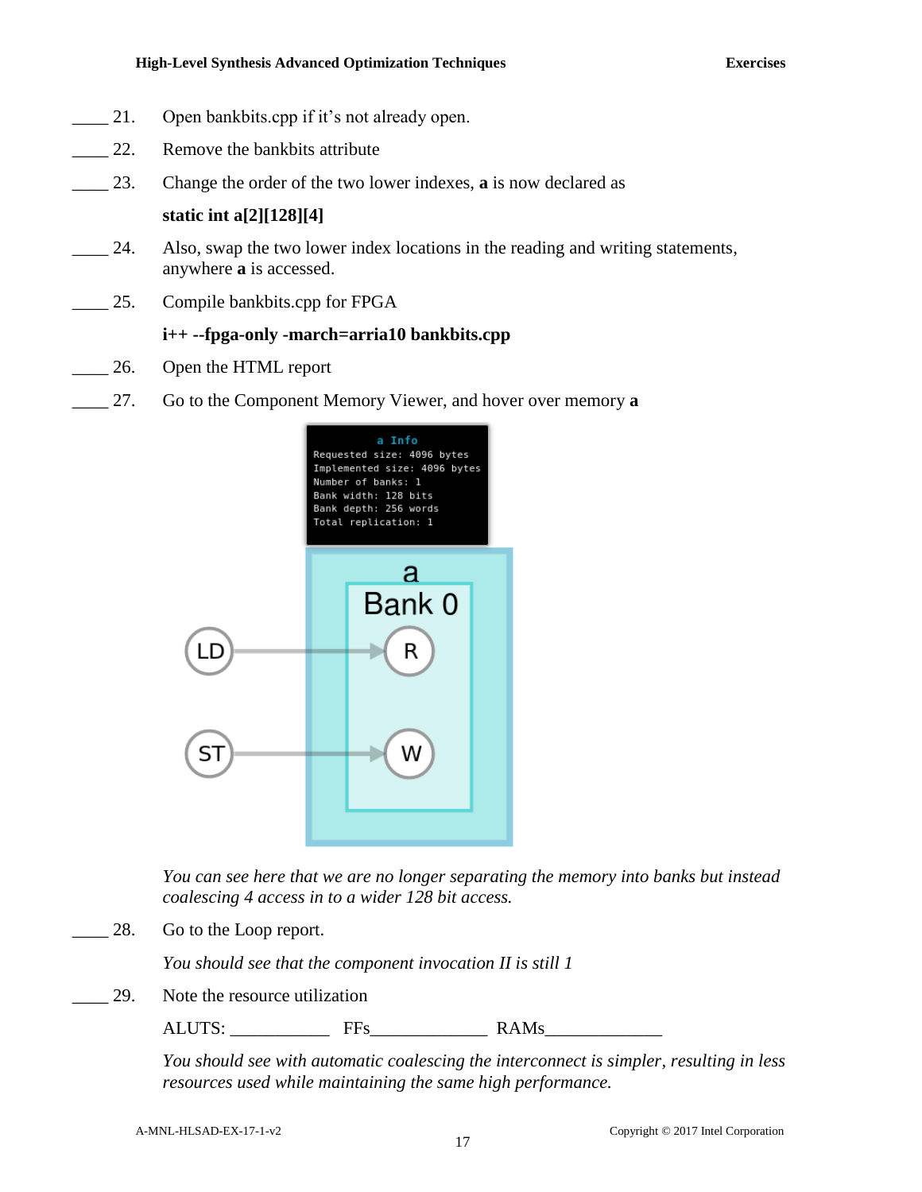____ 21. Open bankbits.cpp if it's not already open.

____ 22. Remove the bankbits attribute

____ 23. Change the order of the two lower indexes, **a** is now declared as

**static int a[2][128][4]**

____ 24. Also, swap the two lower index locations in the reading and writing statements, anywhere **a** is accessed.

____ 25. Compile bankbits.cpp for FPGA

**i++ --fpga-only -march=arria10 bankbits.cpp**

____ 26. Open the HTML report

____ 27. Go to the Component Memory Viewer, and hover over memory **a**

```
a Info
Requested size: 4096 bytes
Implemented size: 4096 bytes
Number of banks: 1
Bank width: 128 bits
Bank depth: 256 words
Total replication: 1
```

*You can see here that we are no longer separating the memory into banks but instead coalescing 4 access in to a wider 128 bit access.*

____ 28. Go to the Loop report.

*You should see that the component invocation II is still 1*

____ 29. Note the resource utilization

ALUTS: ___________ FFs_____________ RAMs_____________

*You should see with automatic coalescing the interconnect is simpler, resulting in less resources used while maintaining the same high performance.*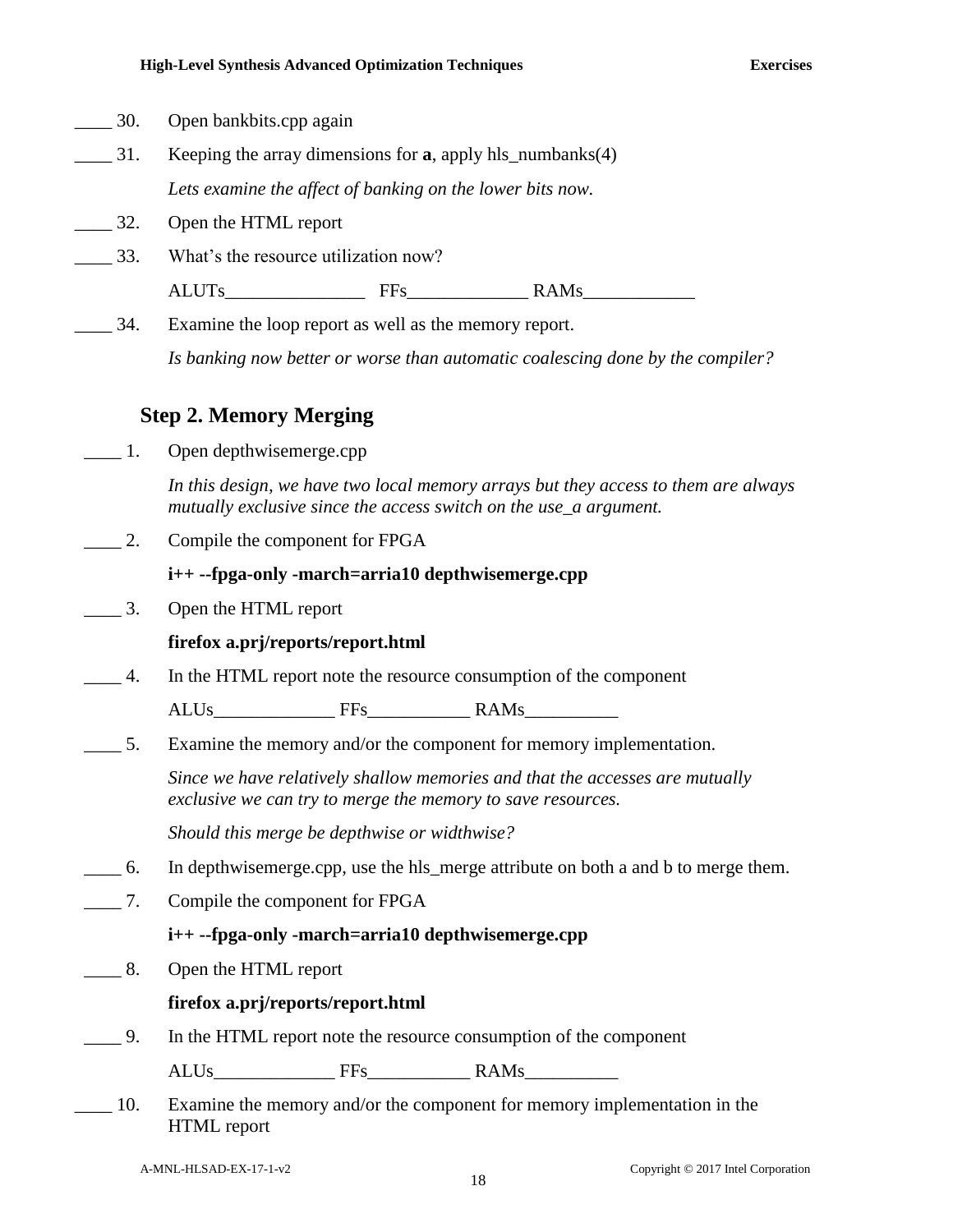____ 30. Open bankbits.cpp again

____ 31. Keeping the array dimensions for **a**, apply hls_numbanks(4)

*Lets examine the affect of banking on the lower bits now.*

____ 32. Open the HTML report

____ 33. What's the resource utilization now?

ALUTs_______________ FFs_____________ RAMs____________

____ 34. Examine the loop report as well as the memory report.

*Is banking now better or worse than automatic coalescing done by the compiler?*

### Step 2. Memory Merging

____ 1. Open depthwisemerge.cpp

*In this design, we have two local memory arrays but they access to them are always mutually exclusive since the access switch on the use_a argument.*

____ 2. Compile the component for FPGA

**i++ --fpga-only -march=arria10 depthwisemerge.cpp**

____ 3. Open the HTML report

**firefox a.prj/reports/report.html**

____ 4. In the HTML report note the resource consumption of the component

ALUs_____________ FFs___________ RAMs__________

____ 5. Examine the memory and/or the component for memory implementation.

*Since we have relatively shallow memories and that the accesses are mutually exclusive we can try to merge the memory to save resources.*

*Should this merge be depthwise or widthwise?*

____ 6. In depthwisemerge.cpp, use the hls_merge attribute on both a and b to merge them.

____ 7. Compile the component for FPGA

**i++ --fpga-only -march=arria10 depthwisemerge.cpp**

____ 8. Open the HTML report

**firefox a.prj/reports/report.html**

____ 9. In the HTML report note the resource consumption of the component

ALUs_____________ FFs___________ RAMs__________

____ 10. Examine the memory and/or the component for memory implementation in the HTML report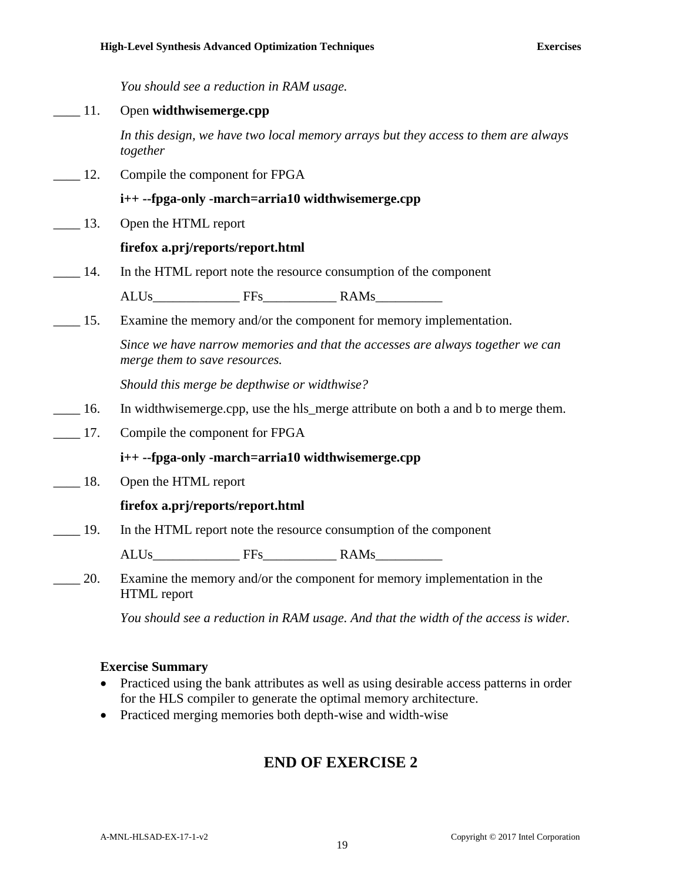*You should see a reduction in RAM usage.*

____ 11. Open **widthwisemerge.cpp**

*In this design, we have two local memory arrays but they access to them are always together*

____ 12. Compile the component for FPGA

**i++ --fpga-only -march=arria10 widthwisemerge.cpp**

____ 13. Open the HTML report

**firefox a.prj/reports/report.html**

____ 14. In the HTML report note the resource consumption of the component

ALUs_____________ FFs___________ RAMs__________

____ 15. Examine the memory and/or the component for memory implementation.

*Since we have narrow memories and that the accesses are always together we can merge them to save resources.*

*Should this merge be depthwise or widthwise?*

____ 16. In widthwisemerge.cpp, use the hls_merge attribute on both a and b to merge them.

____ 17. Compile the component for FPGA

**i++ --fpga-only -march=arria10 widthwisemerge.cpp**

____ 18. Open the HTML report

**firefox a.prj/reports/report.html**

____ 19. In the HTML report note the resource consumption of the component

ALUs_____________ FFs___________ RAMs__________

____ 20. Examine the memory and/or the component for memory implementation in the HTML report

*You should see a reduction in RAM usage. And that the width of the access is wider.*

**Exercise Summary**

- Practiced using the bank attributes as well as using desirable access patterns in order for the HLS compiler to generate the optimal memory architecture.
- Practiced merging memories both depth-wise and width-wise

## END OF EXERCISE 2